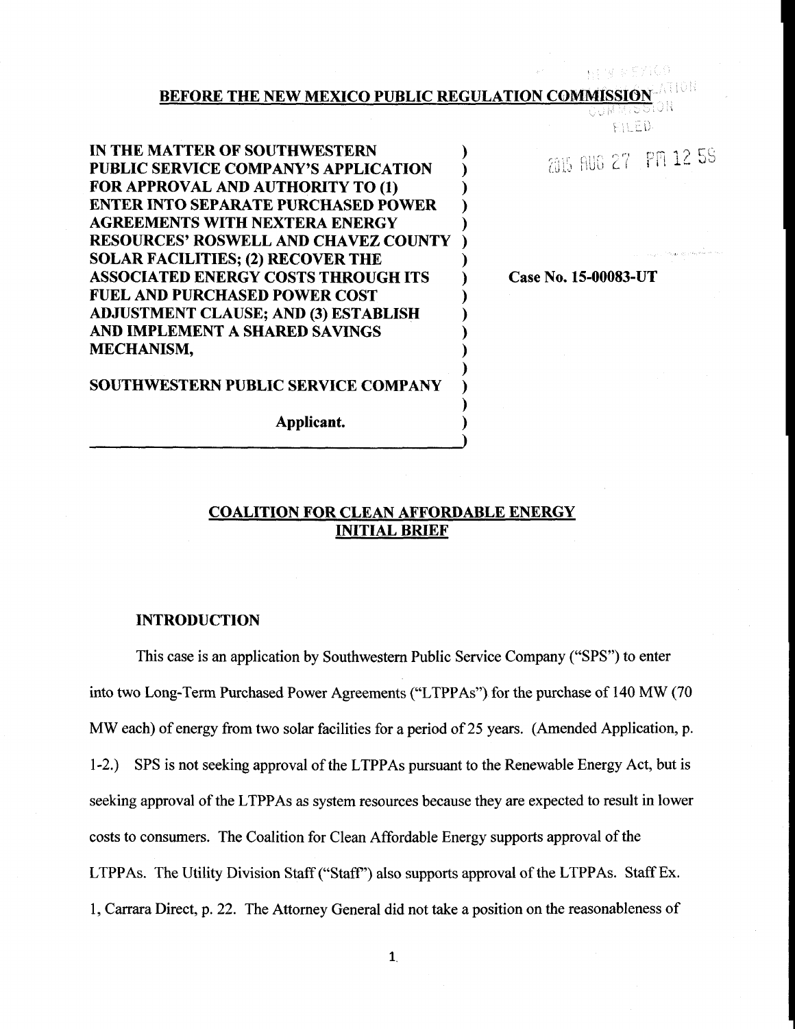## BEFORE THE NEW MEXICO PUBLIC REGULATION COMMISSION

NEW MEXICO PUBLIC REGULATION COMMISSION FILED

2015 AUG 27 PM 12 58

IN THE MATTER OF SOUTHWESTERN PUBLIC SERVICE COMPANY'S APPLICATION FOR APPROVAL AND AUTHORITY TO (1) ENTER INTO SEPARATE PURCHASED POWER AGREEMENTS WITH NEXTERA ENERGY RESOURCES' ROSWELL AND CHAVEZ COUNTY SOLAR FACILITIES; (2) RECOVER THE ASSOCIATED ENERGY COSTS THROUGH ITS FUEL AND PURCHASED POWER COST ADJUSTMENT CLAUSE; AND (3) ESTABLISH AND IMPLEMENT A SHARED SAVINGS MECHANISM,

SOUTHWESTERN PUBLIC SERVICE COMPANY

Applicant.

**Case No. 15-00083-UT**

## COALITION FOR CLEAN AFFORDABLE ENERGY INITIAL BRIEF

### INTRODUCTION

This case is an application by Southwestern Public Service Company ("SPS") to enter into two Long-Term Purchased Power Agreements ("LTPPAs") for the purchase of 140 MW (70 MW each) of energy from two solar facilities for a period of 25 years. (Amended Application, p. 1-2.) SPS is not seeking approval of the LTPPAs pursuant to the Renewable Energy Act, but is seeking approval of the LTPPAs as system resources because they are expected to result in lower costs to consumers. The Coalition for Clean Affordable Energy supports approval of the LTPPAs. The Utility Division Staff ("Staff") also supports approval of the LTPPAs. Staff Ex. 1, Carrara Direct, p. 22. The Attorney General did not take a position on the reasonableness of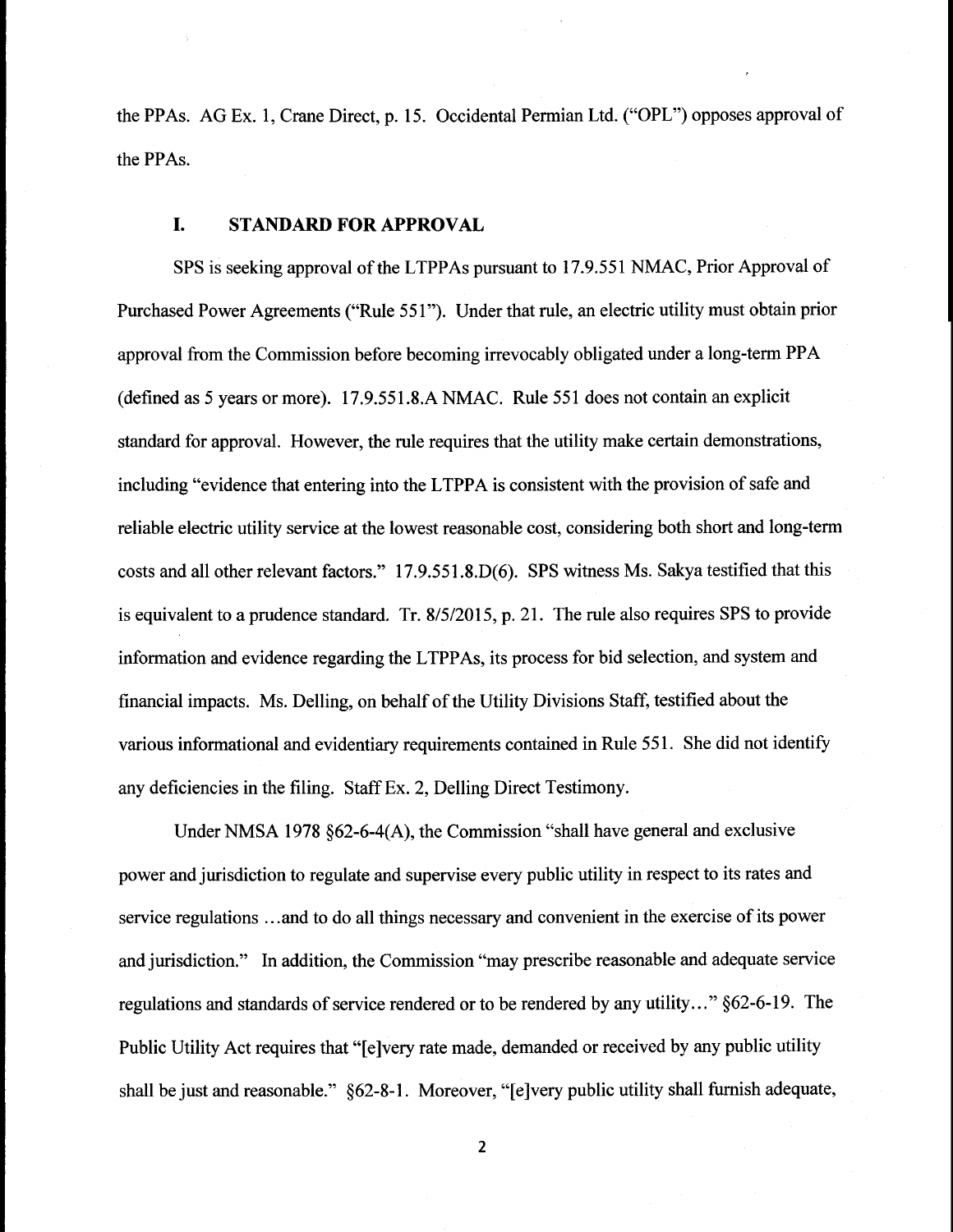the PPAs. AG Ex. 1, Crane Direct, p. 15. Occidental Permian Ltd. ("OPL") opposes approval of the PPAs.

## I. STANDARD FOR APPROVAL

SPS is seeking approval of the LTPPAs pursuant to 17.9.551 NMAC, Prior Approval of Purchased Power Agreements ("Rule 551"). Under that rule, an electric utility must obtain prior approval from the Commission before becoming irrevocably obligated under a long-term PPA (defined as 5 years or more). 17.9.551.8.A NMAC. Rule 551 does not contain an explicit standard for approval. However, the rule requires that the utility make certain demonstrations, including "evidence that entering into the LTPPA is consistent with the provision of safe and reliable electric utility service at the lowest reasonable cost, considering both short and long-term costs and all other relevant factors." 17.9.551.8.D(6). SPS witness Ms. Sakya testified that this is equivalent to a prudence standard. Tr. 8/5/2015, p. 21. The rule also requires SPS to provide information and evidence regarding the LTPPAs, its process for bid selection, and system and financial impacts. Ms. Delling, on behalf of the Utility Divisions Staff, testified about the various informational and evidentiary requirements contained in Rule 551. She did not identify any deficiencies in the filing. Staff Ex. 2, Delling Direct Testimony.

Under NMSA 1978 §62-6-4(A), the Commission "shall have general and exclusive power and jurisdiction to regulate and supervise every public utility in respect to its rates and service regulations …and to do all things necessary and convenient in the exercise of its power and jurisdiction." In addition, the Commission "may prescribe reasonable and adequate service regulations and standards of service rendered or to be rendered by any utility…" §62-6-19. The Public Utility Act requires that "[e]very rate made, demanded or received by any public utility shall be just and reasonable." §62-8-1. Moreover, "[e]very public utility shall furnish adequate,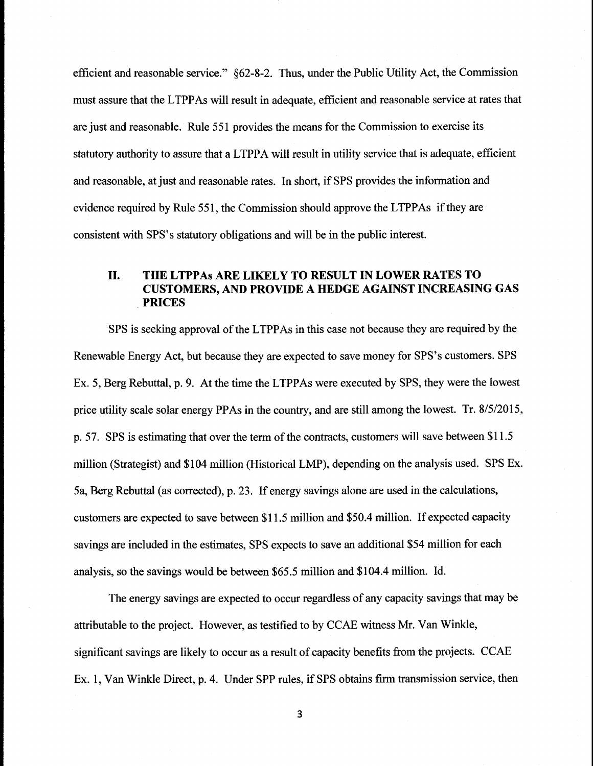efficient and reasonable service." §62-8-2. Thus, under the Public Utility Act, the Commission must assure that the LTPPAs will result in adequate, efficient and reasonable service at rates that are just and reasonable. Rule 551 provides the means for the Commission to exercise its statutory authority to assure that a LTPPA will result in utility service that is adequate, efficient and reasonable, at just and reasonable rates. In short, if SPS provides the information and evidence required by Rule 551, the Commission should approve the LTPPAs if they are consistent with SPS's statutory obligations and will be in the public interest.

## II. THE LTPPAs ARE LIKELY TO RESULT IN LOWER RATES TO CUSTOMERS, AND PROVIDE A HEDGE AGAINST INCREASING GAS PRICES

SPS is seeking approval of the LTPPAs in this case not because they are required by the Renewable Energy Act, but because they are expected to save money for SPS's customers. SPS Ex. 5, Berg Rebuttal, p. 9. At the time the LTPPAs were executed by SPS, they were the lowest price utility scale solar energy PPAs in the country, and are still among the lowest. Tr. 8/5/2015, p. 57. SPS is estimating that over the term of the contracts, customers will save between $11.5 million (Strategist) and $104 million (Historical LMP), depending on the analysis used. SPS Ex. 5a, Berg Rebuttal (as corrected), p. 23. If energy savings alone are used in the calculations, customers are expected to save between $11.5 million and $50.4 million. If expected capacity savings are included in the estimates, SPS expects to save an additional $54 million for each analysis, so the savings would be between $65.5 million and $104.4 million. Id.

The energy savings are expected to occur regardless of any capacity savings that may be attributable to the project. However, as testified to by CCAE witness Mr. Van Winkle, significant savings are likely to occur as a result of capacity benefits from the projects. CCAE Ex. 1, Van Winkle Direct, p. 4. Under SPP rules, if SPS obtains firm transmission service, then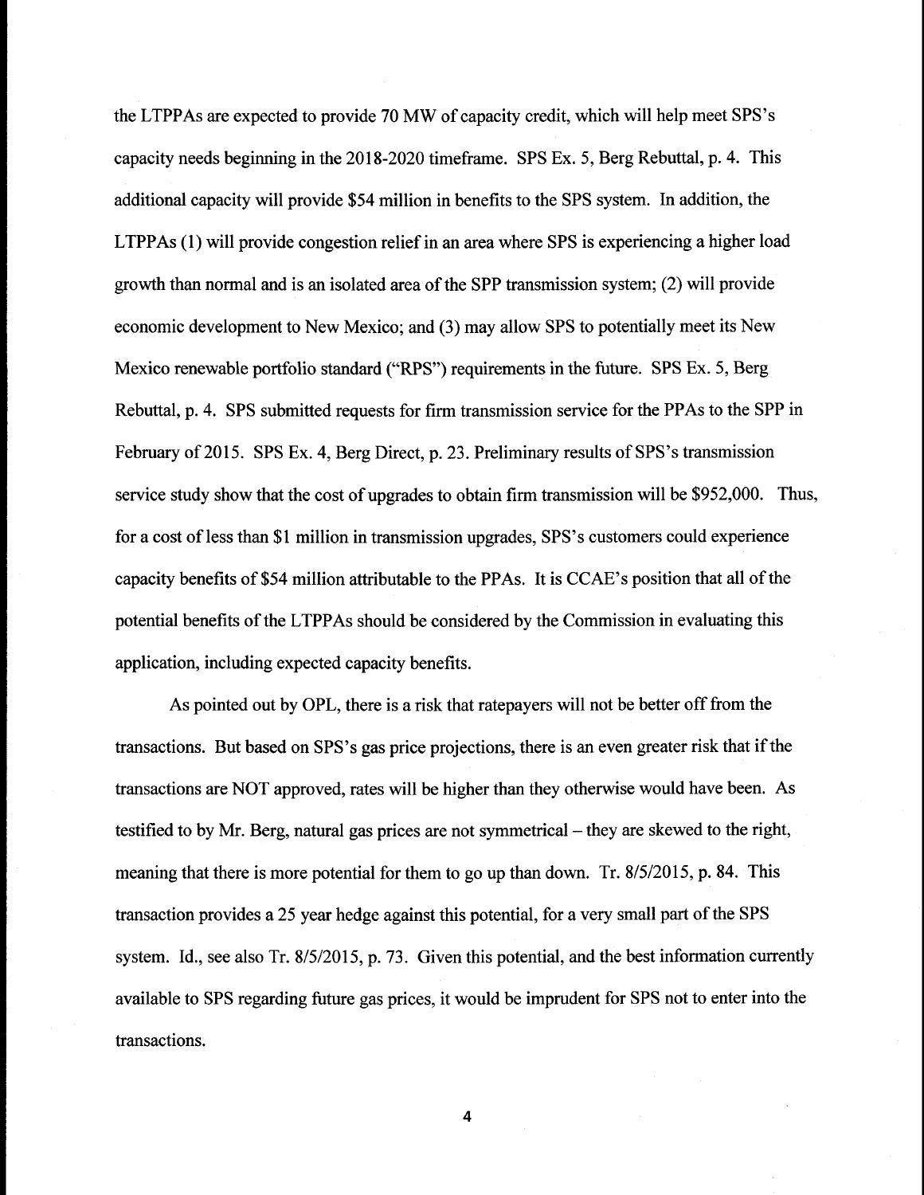the LTPPAs are expected to provide 70 MW of capacity credit, which will help meet SPS's capacity needs beginning in the 2018-2020 timeframe. SPS Ex. 5, Berg Rebuttal, p. 4. This additional capacity will provide $54 million in benefits to the SPS system. In addition, the LTPPAs (1) will provide congestion relief in an area where SPS is experiencing a higher load growth than normal and is an isolated area of the SPP transmission system; (2) will provide economic development to New Mexico; and (3) may allow SPS to potentially meet its New Mexico renewable portfolio standard ("RPS") requirements in the future. SPS Ex. 5, Berg Rebuttal, p. 4. SPS submitted requests for firm transmission service for the PPAs to the SPP in February of 2015. SPS Ex. 4, Berg Direct, p. 23. Preliminary results of SPS's transmission service study show that the cost of upgrades to obtain firm transmission will be $952,000. Thus, for a cost of less than $1 million in transmission upgrades, SPS's customers could experience capacity benefits of $54 million attributable to the PPAs. It is CCAE's position that all of the potential benefits of the LTPPAs should be considered by the Commission in evaluating this application, including expected capacity benefits.

As pointed out by OPL, there is a risk that ratepayers will not be better off from the transactions. But based on SPS's gas price projections, there is an even greater risk that if the transactions are NOT approved, rates will be higher than they otherwise would have been. As testified to by Mr. Berg, natural gas prices are not symmetrical – they are skewed to the right, meaning that there is more potential for them to go up than down. Tr. 8/5/2015, p. 84. This transaction provides a 25 year hedge against this potential, for a very small part of the SPS system. Id., see also Tr. 8/5/2015, p. 73. Given this potential, and the best information currently available to SPS regarding future gas prices, it would be imprudent for SPS not to enter into the transactions.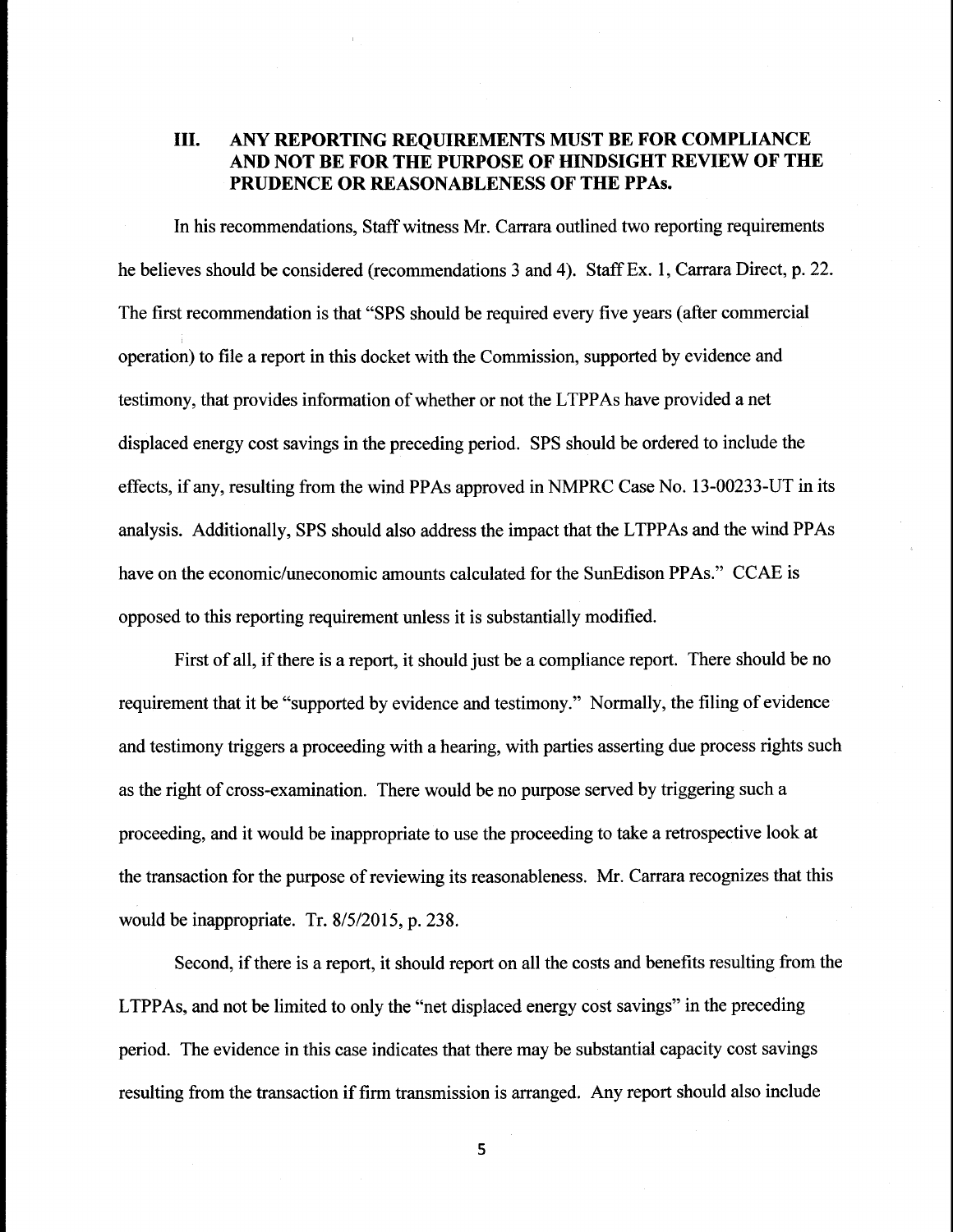## III. ANY REPORTING REQUIREMENTS MUST BE FOR COMPLIANCE AND NOT BE FOR THE PURPOSE OF HINDSIGHT REVIEW OF THE PRUDENCE OR REASONABLENESS OF THE PPAs.

In his recommendations, Staff witness Mr. Carrara outlined two reporting requirements he believes should be considered (recommendations 3 and 4). Staff Ex. 1, Carrara Direct, p. 22. The first recommendation is that "SPS should be required every five years (after commercial operation) to file a report in this docket with the Commission, supported by evidence and testimony, that provides information of whether or not the LTPPAs have provided a net displaced energy cost savings in the preceding period. SPS should be ordered to include the effects, if any, resulting from the wind PPAs approved in NMPRC Case No. 13-00233-UT in its analysis. Additionally, SPS should also address the impact that the LTPPAs and the wind PPAs have on the economic/uneconomic amounts calculated for the SunEdison PPAs." CCAE is opposed to this reporting requirement unless it is substantially modified.

First of all, if there is a report, it should just be a compliance report. There should be no requirement that it be "supported by evidence and testimony." Normally, the filing of evidence and testimony triggers a proceeding with a hearing, with parties asserting due process rights such as the right of cross-examination. There would be no purpose served by triggering such a proceeding, and it would be inappropriate to use the proceeding to take a retrospective look at the transaction for the purpose of reviewing its reasonableness. Mr. Carrara recognizes that this would be inappropriate. Tr. 8/5/2015, p. 238.

Second, if there is a report, it should report on all the costs and benefits resulting from the LTPPAs, and not be limited to only the "net displaced energy cost savings" in the preceding period. The evidence in this case indicates that there may be substantial capacity cost savings resulting from the transaction if firm transmission is arranged. Any report should also include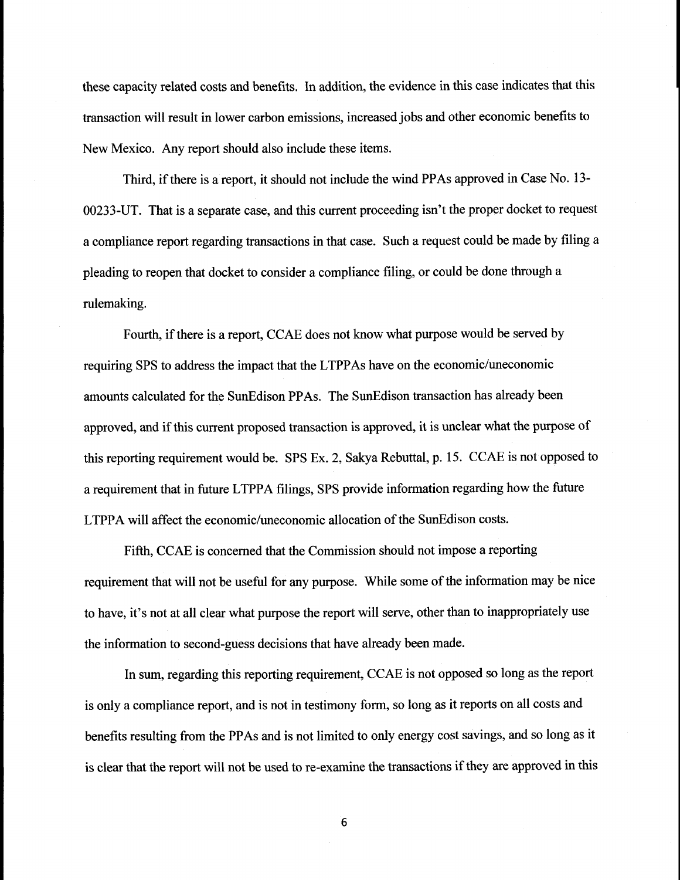these capacity related costs and benefits. In addition, the evidence in this case indicates that this transaction will result in lower carbon emissions, increased jobs and other economic benefits to New Mexico. Any report should also include these items.

Third, if there is a report, it should not include the wind PPAs approved in Case No. 13-00233-UT. That is a separate case, and this current proceeding isn't the proper docket to request a compliance report regarding transactions in that case. Such a request could be made by filing a pleading to reopen that docket to consider a compliance filing, or could be done through a rulemaking.

Fourth, if there is a report, CCAE does not know what purpose would be served by requiring SPS to address the impact that the LTPPAs have on the economic/uneconomic amounts calculated for the SunEdison PPAs. The SunEdison transaction has already been approved, and if this current proposed transaction is approved, it is unclear what the purpose of this reporting requirement would be. SPS Ex. 2, Sakya Rebuttal, p. 15. CCAE is not opposed to a requirement that in future LTPPA filings, SPS provide information regarding how the future LTPPA will affect the economic/uneconomic allocation of the SunEdison costs.

Fifth, CCAE is concerned that the Commission should not impose a reporting requirement that will not be useful for any purpose. While some of the information may be nice to have, it's not at all clear what purpose the report will serve, other than to inappropriately use the information to second-guess decisions that have already been made.

In sum, regarding this reporting requirement, CCAE is not opposed so long as the report is only a compliance report, and is not in testimony form, so long as it reports on all costs and benefits resulting from the PPAs and is not limited to only energy cost savings, and so long as it is clear that the report will not be used to re-examine the transactions if they are approved in this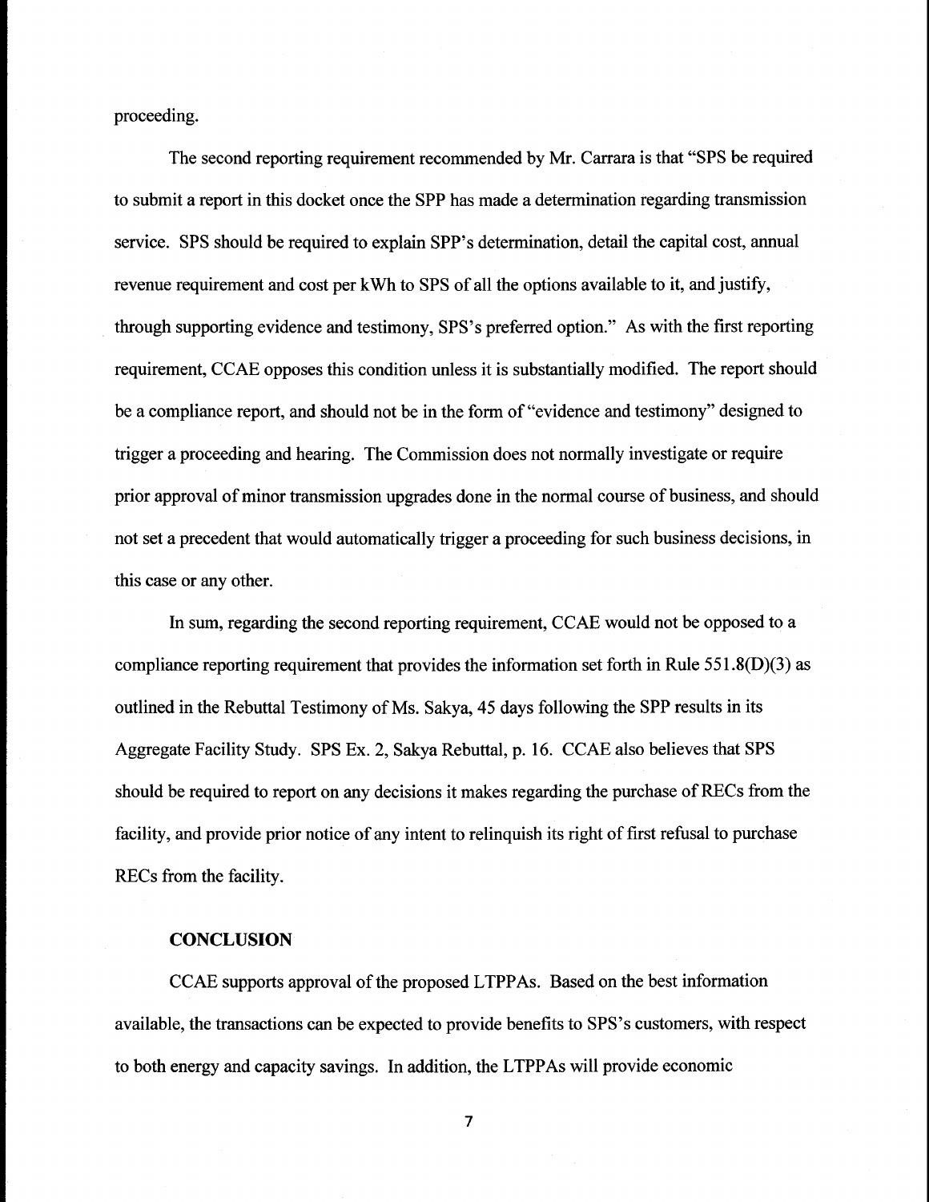proceeding.

The second reporting requirement recommended by Mr. Carrara is that "SPS be required to submit a report in this docket once the SPP has made a determination regarding transmission service. SPS should be required to explain SPP's determination, detail the capital cost, annual revenue requirement and cost per kWh to SPS of all the options available to it, and justify, through supporting evidence and testimony, SPS's preferred option." As with the first reporting requirement, CCAE opposes this condition unless it is substantially modified. The report should be a compliance report, and should not be in the form of "evidence and testimony" designed to trigger a proceeding and hearing. The Commission does not normally investigate or require prior approval of minor transmission upgrades done in the normal course of business, and should not set a precedent that would automatically trigger a proceeding for such business decisions, in this case or any other.

In sum, regarding the second reporting requirement, CCAE would not be opposed to a compliance reporting requirement that provides the information set forth in Rule 551.8(D)(3) as outlined in the Rebuttal Testimony of Ms. Sakya, 45 days following the SPP results in its Aggregate Facility Study. SPS Ex. 2, Sakya Rebuttal, p. 16. CCAE also believes that SPS should be required to report on any decisions it makes regarding the purchase of RECs from the facility, and provide prior notice of any intent to relinquish its right of first refusal to purchase RECs from the facility.

**CONCLUSION**

CCAE supports approval of the proposed LTPPAs. Based on the best information available, the transactions can be expected to provide benefits to SPS's customers, with respect to both energy and capacity savings. In addition, the LTPPAs will provide economic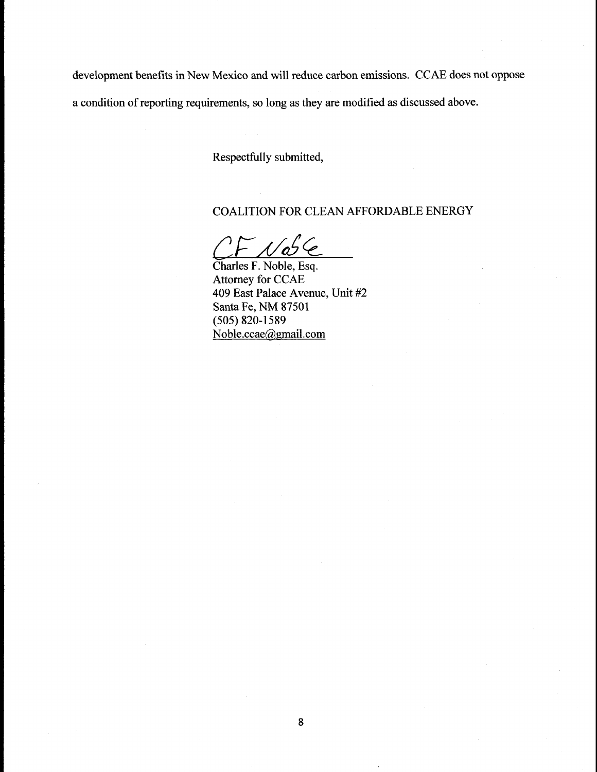development benefits in New Mexico and will reduce carbon emissions. CCAE does not oppose a condition of reporting requirements, so long as they are modified as discussed above.

Respectfully submitted,

COALITION FOR CLEAN AFFORDABLE ENERGY

CF Noble

Charles F. Noble, Esq.
Attorney for CCAE
409 East Palace Avenue, Unit #2
Santa Fe, NM 87501
(505) 820-1589
Noble.ccae@gmail.com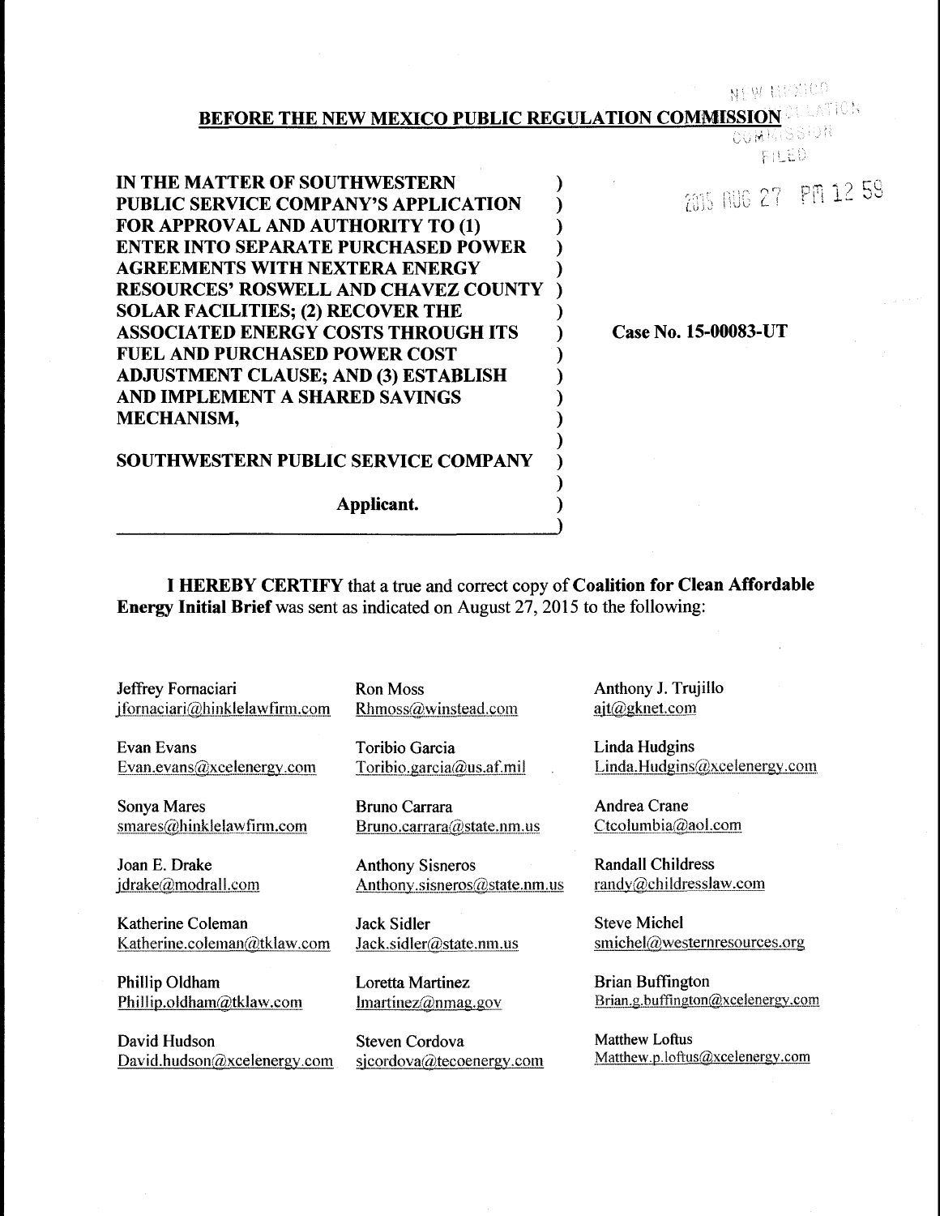**BEFORE THE NEW MEXICO PUBLIC REGULATION COMMISSION**

NEW MEXICO REGULATION COMMISSION FILED

2015 AUG 27 PM 12 59

| | |
|---|---|
| **IN THE MATTER OF SOUTHWESTERN PUBLIC SERVICE COMPANY'S APPLICATION FOR APPROVAL AND AUTHORITY TO (1) ENTER INTO SEPARATE PURCHASED POWER AGREEMENTS WITH NEXTERA ENERGY RESOURCES' ROSWELL AND CHAVEZ COUNTY SOLAR FACILITIES; (2) RECOVER THE ASSOCIATED ENERGY COSTS THROUGH ITS FUEL AND PURCHASED POWER COST ADJUSTMENT CLAUSE; AND (3) ESTABLISH AND IMPLEMENT A SHARED SAVINGS MECHANISM,** | **Case No. 15-00083-UT** |
| **SOUTHWESTERN PUBLIC SERVICE COMPANY** | |
| **Applicant.** | |

**I HEREBY CERTIFY** that a true and correct copy of **Coalition for Clean Affordable Energy Initial Brief** was sent as indicated on August 27, 2015 to the following:

| | | |
|---|---|---|
| Jeffrey Fornaciari<br>jfornaciari@hinklelawfirm.com | Ron Moss<br>Rhmoss@winstead.com | Anthony J. Trujillo<br>ajt@gknet.com |
| Evan Evans<br>Evan.evans@xcelenergy.com | Toribio Garcia<br>Toribio.garcia@us.af.mil | Linda Hudgins<br>Linda.Hudgins@xcelenergy.com |
| Sonya Mares<br>smares@hinklelawfirm.com | Bruno Carrara<br>Bruno.carrara@state.nm.us | Andrea Crane<br>Ctcolumbia@aol.com |
| Joan E. Drake<br>jdrake@modrall.com | Anthony Sisneros<br>Anthony.sisneros@state.nm.us | Randall Childress<br>randy@childresslaw.com |
| Katherine Coleman<br>Katherine.coleman@tklaw.com | Jack Sidler<br>Jack.sidler@state.nm.us | Steve Michel<br>smichel@westernresources.org |
| Phillip Oldham<br>Phillip.oldham@tklaw.com | Loretta Martinez<br>lmartinez@nmag.gov | Brian Buffington<br>Brian.g.buffington@xcelenergy.com |
| David Hudson<br>David.hudson@xcelenergy.com | Steven Cordova<br>sjcordova@tecoenergy.com | Matthew Loftus<br>Matthew.p.loftus@xcelenergy.com |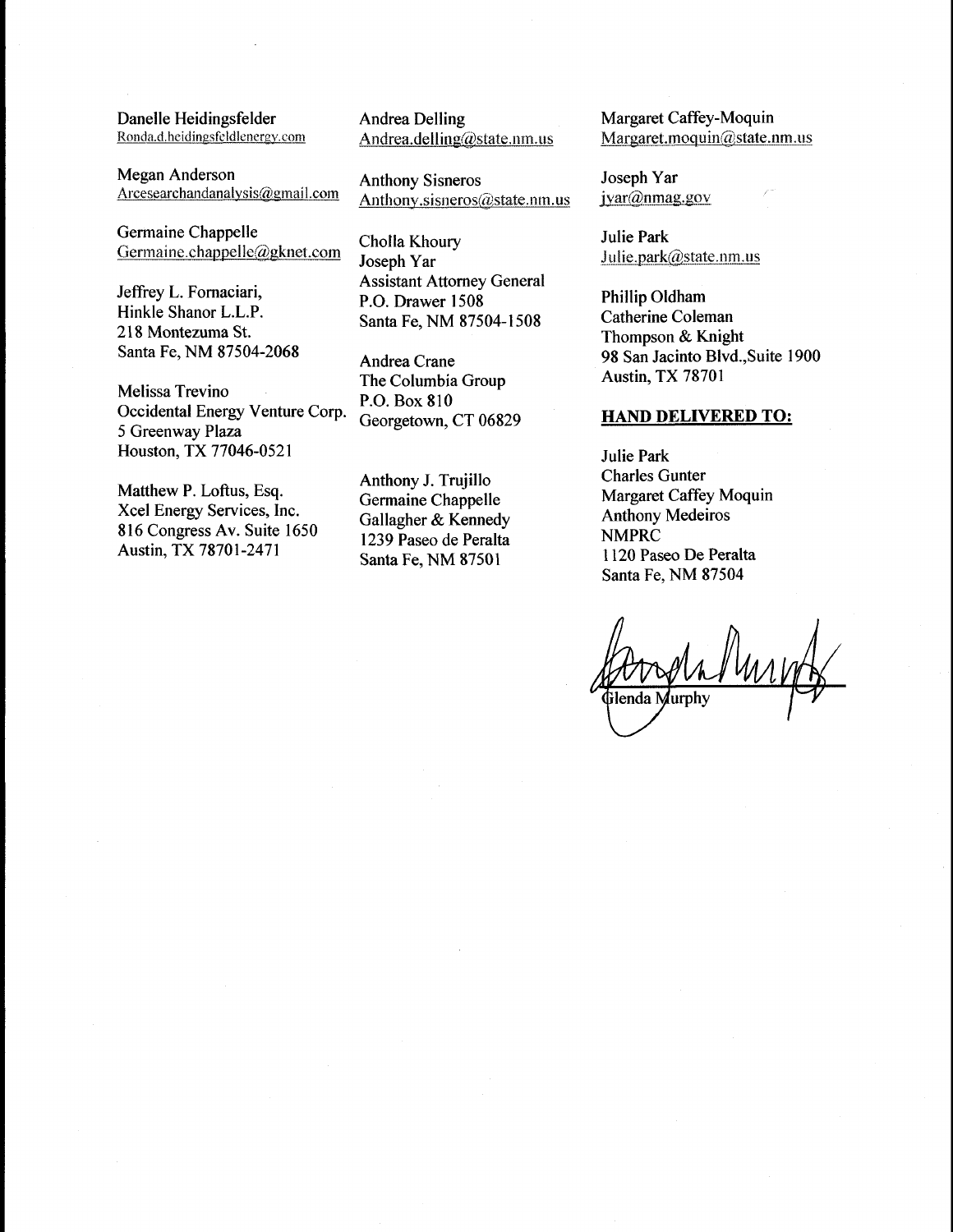Danelle Heidingsfelder
Ronda.d.heidingsfeldlenergy.com

Megan Anderson
Arcesearchandanalysis@gmail.com

Germaine Chappelle
Germaine.chappelle@gknet.com

Jeffrey L. Fornaciari,
Hinkle Shanor L.L.P.
218 Montezuma St.
Santa Fe, NM 87504-2068

Melissa Trevino
Occidental Energy Venture Corp.
5 Greenway Plaza
Houston, TX 77046-0521

Matthew P. Loftus, Esq.
Xcel Energy Services, Inc.
816 Congress Av. Suite 1650
Austin, TX 78701-2471

Andrea Delling
Andrea.delling@state.nm.us

Anthony Sisneros
Anthony.sisneros@state.nm.us

Cholla Khoury
Joseph Yar
Assistant Attorney General
P.O. Drawer 1508
Santa Fe, NM 87504-1508

Andrea Crane
The Columbia Group
P.O. Box 810
Georgetown, CT 06829

Anthony J. Trujillo
Germaine Chappelle
Gallagher & Kennedy
1239 Paseo de Peralta
Santa Fe, NM 87501

Margaret Caffey-Moquin
Margaret.moquin@state.nm.us

Joseph Yar
jyar@nmag.gov

Julie Park
Julie.park@state.nm.us

Phillip Oldham
Catherine Coleman
Thompson & Knight
98 San Jacinto Blvd.,Suite 1900
Austin, TX 78701

**HAND DELIVERED TO:**

Julie Park
Charles Gunter
Margaret Caffey Moquin
Anthony Medeiros
NMPRC
1120 Paseo De Peralta
Santa Fe, NM 87504

Glenda Murphy